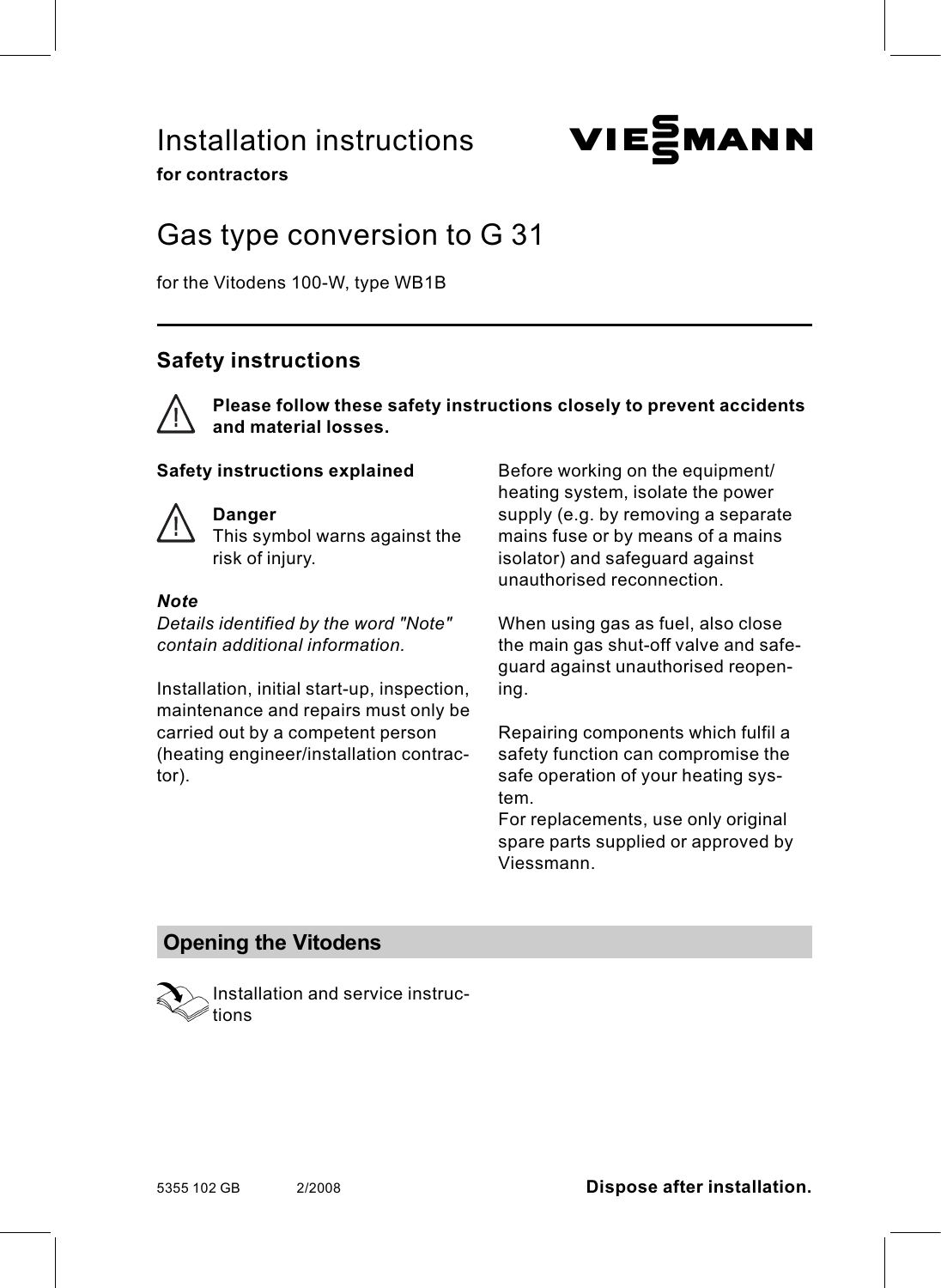# Installation instructions

**for contractors**

VIESMANN

# Gas type conversion to G 31

for the Vitodens 100-W, type WB1B

## Safety instructions

**Please follow these safety instructions closely to prevent accidents and material losses.**

**Safety instructions explained**

**Danger**
This symbol warns against the risk of injury.

***Note***
*Details identified by the word "Note" contain additional information.*

Installation, initial start-up, inspection, maintenance and repairs must only be carried out by a competent person (heating engineer/installation contractor).

Before working on the equipment/heating system, isolate the power supply (e.g. by removing a separate mains fuse or by means of a mains isolator) and safeguard against unauthorised reconnection.

When using gas as fuel, also close the main gas shut-off valve and safeguard against unauthorised reopening.

Repairing components which fulfil a safety function can compromise the safe operation of your heating system.
For replacements, use only original spare parts supplied or approved by Viessmann.

## Opening the Vitodens

Installation and service instructions

5355 102 GB 2/2008

**Dispose after installation.**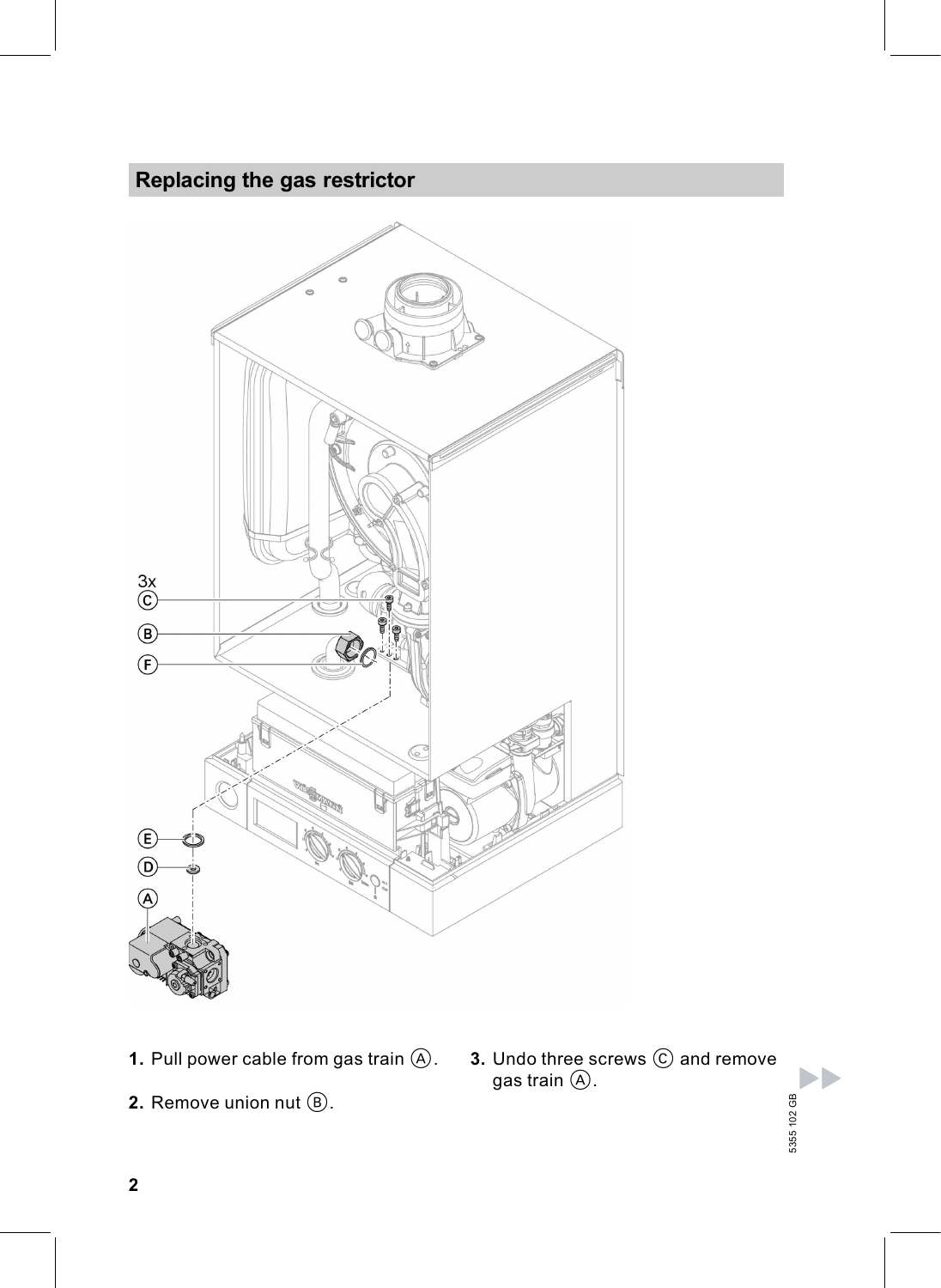## Replacing the gas restrictor

1. Pull power cable from gas train Ⓐ.
2. Remove union nut Ⓑ.
3. Undo three screws Ⓒ and remove gas train Ⓐ.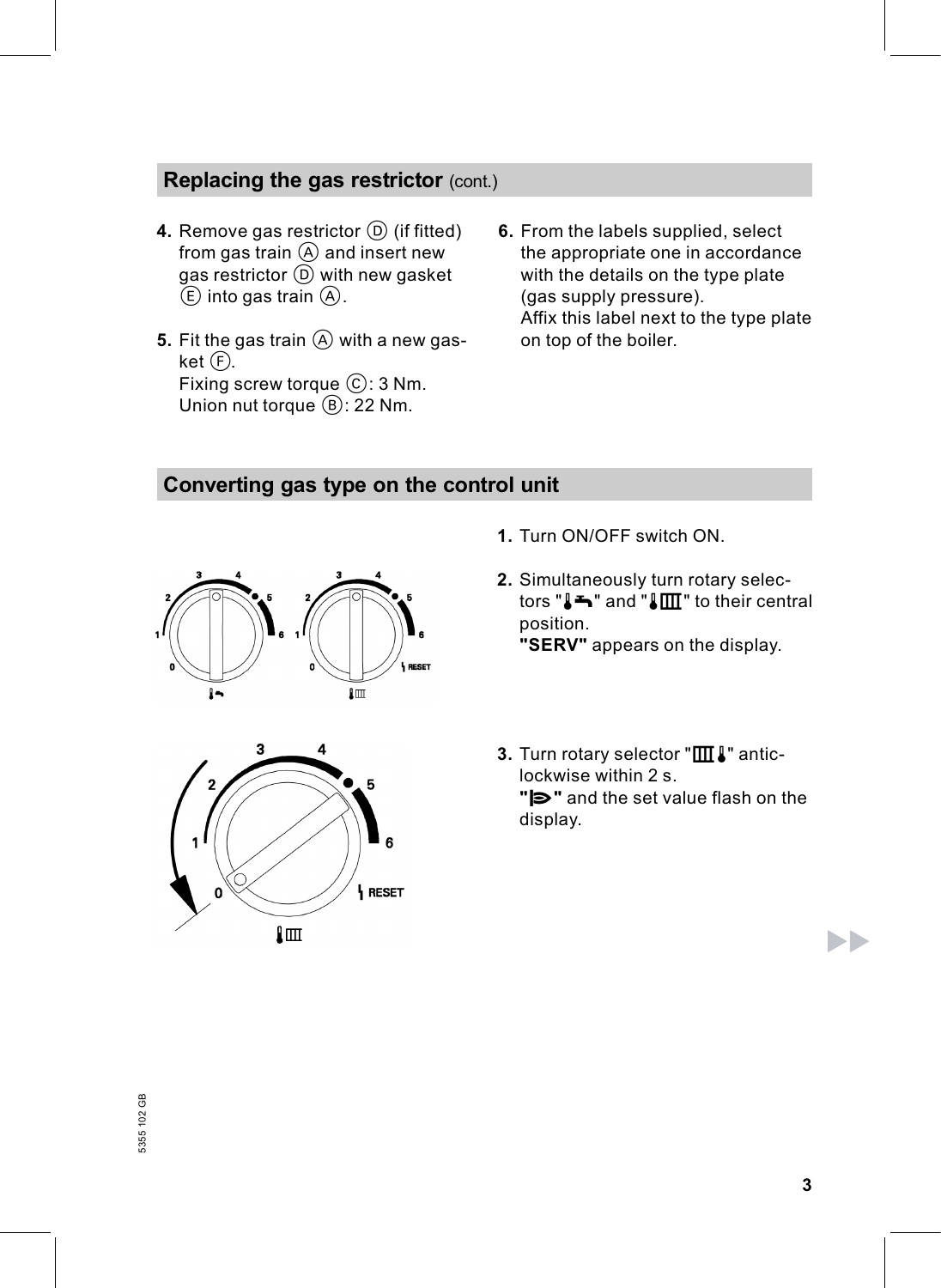## Replacing the gas restrictor (cont.)

4. Remove gas restrictor Ⓓ (if fitted) from gas train Ⓐ and insert new gas restrictor Ⓓ with new gasket Ⓔ into gas train Ⓐ.

5. Fit the gas train Ⓐ with a new gasket Ⓕ.
   Fixing screw torque Ⓒ: 3 Nm.
   Union nut torque Ⓑ: 22 Nm.

6. From the labels supplied, select the appropriate one in accordance with the details on the type plate (gas supply pressure).
   Affix this label next to the type plate on top of the boiler.

## Converting gas type on the control unit

1. Turn ON/OFF switch ON.

2. Simultaneously turn rotary selectors "🌡🚰" and "🌡Ⅲ" to their central position.
   **"SERV"** appears on the display.

3. Turn rotary selector "Ⅲ🌡" anticlockwise within 2 s.
   **"⊳"** and the set value flash on the display.

5355 102 GB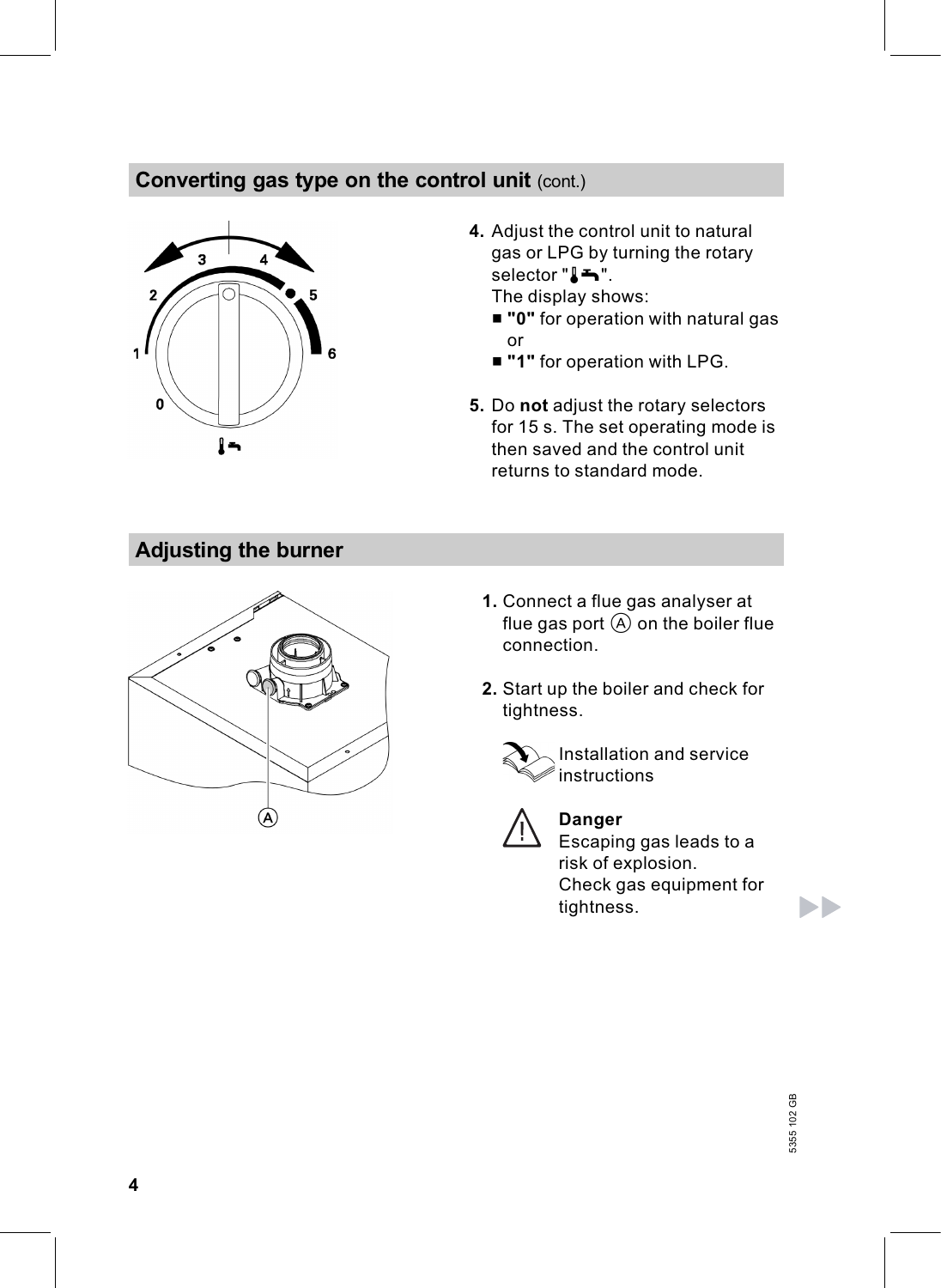## Converting gas type on the control unit (cont.)

4. Adjust the control unit to natural gas or LPG by turning the rotary selector "🌡🚰".
   The display shows:
   - **"0"** for operation with natural gas or
   - **"1"** for operation with LPG.

5. Do **not** adjust the rotary selectors for 15 s. The set operating mode is then saved and the control unit returns to standard mode.

## Adjusting the burner

1. Connect a flue gas analyser at flue gas port Ⓐ on the boiler flue connection.

2. Start up the boiler and check for tightness.

   Installation and service instructions

   **Danger**
   Escaping gas leads to a risk of explosion.
   Check gas equipment for tightness.

5355 102 GB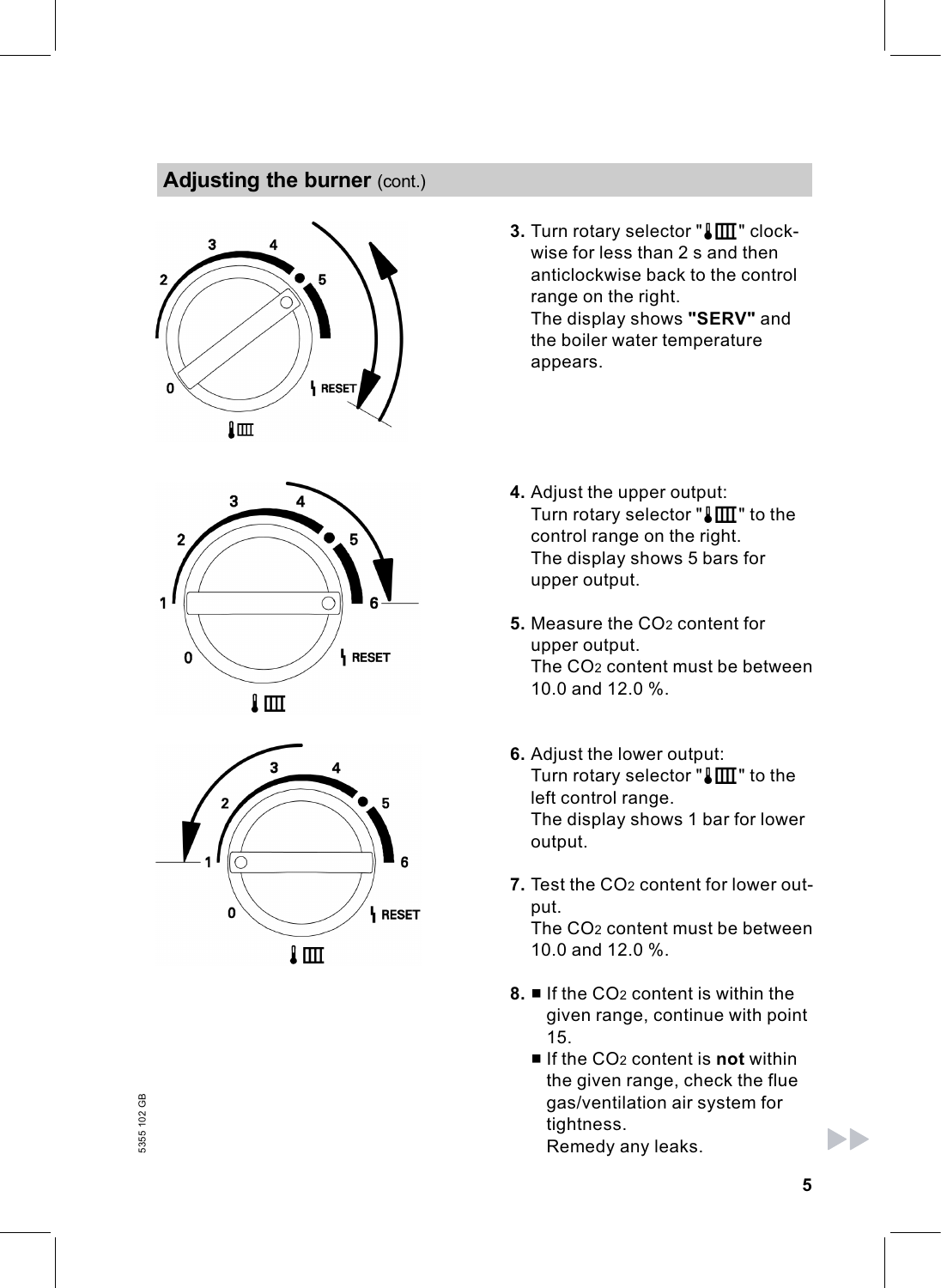## Adjusting the burner (cont.)

3. Turn rotary selector "🌡Ⅲ" clockwise for less than 2 s and then anticlockwise back to the control range on the right.
   The display shows **"SERV"** and the boiler water temperature appears.

4. Adjust the upper output:
   Turn rotary selector "🌡Ⅲ" to the control range on the right.
   The display shows 5 bars for upper output.

5. Measure the $CO_2$ content for upper output.
   The $CO_2$ content must be between 10.0 and 12.0 %.

6. Adjust the lower output:
   Turn rotary selector "🌡Ⅲ" to the left control range.
   The display shows 1 bar for lower output.

7. Test the $CO_2$ content for lower output.
   The $CO_2$ content must be between 10.0 and 12.0 %.

8. - If the $CO_2$ content is within the given range, continue with point 15.
   - If the $CO_2$ content is **not** within the given range, check the flue gas/ventilation air system for tightness.
     Remedy any leaks.

5355 102 GB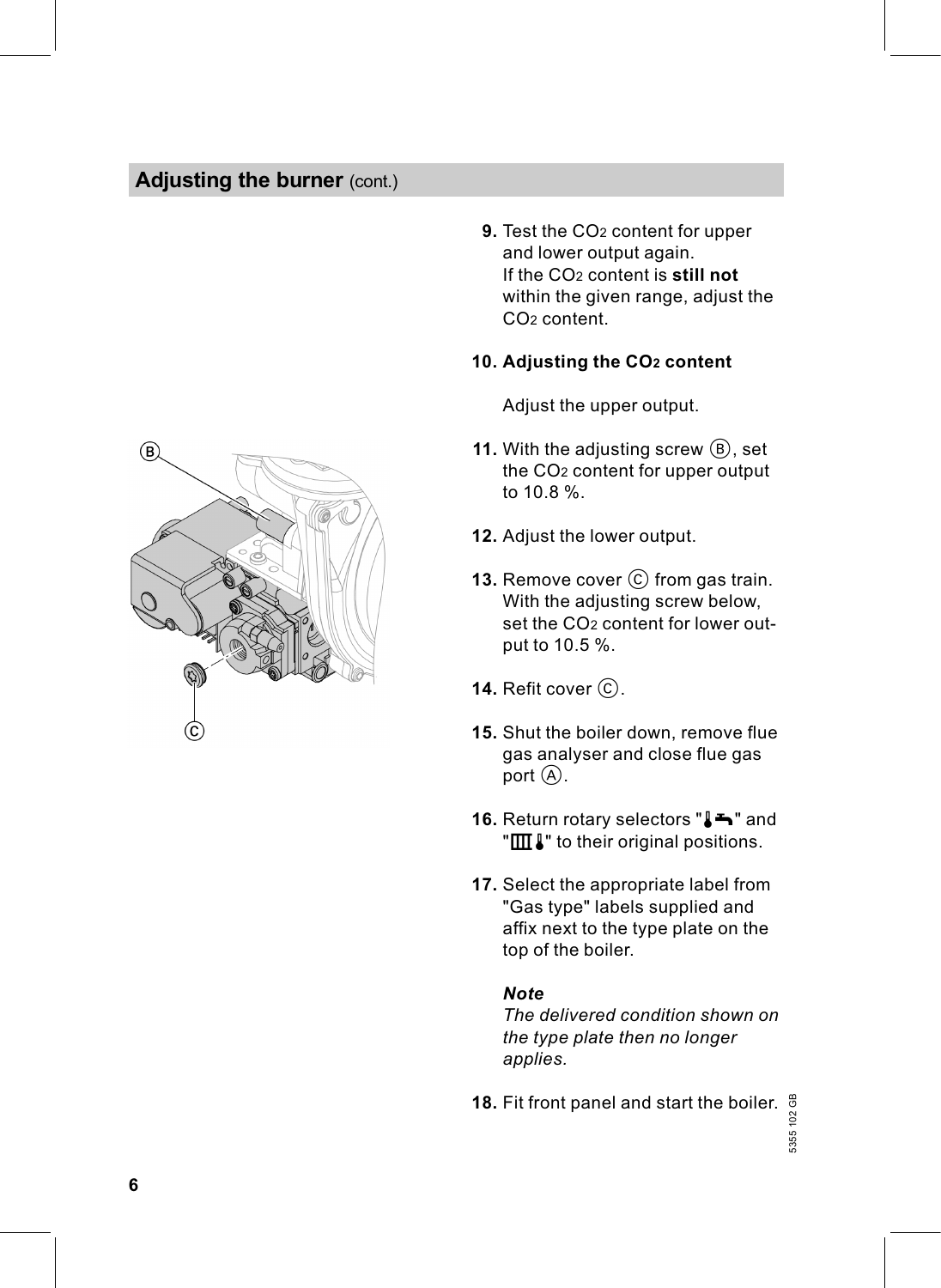## Adjusting the burner (cont.)

9. Test the $CO_2$ content for upper and lower output again. If the $CO_2$ content is **still not** within the given range, adjust the $CO_2$ content.

10. **Adjusting the $CO_2$ content**

    Adjust the upper output.

11. With the adjusting screw Ⓑ, set the $CO_2$ content for upper output to 10.8 %.

12. Adjust the lower output.

13. Remove cover Ⓒ from gas train. With the adjusting screw below, set the $CO_2$ content for lower output to 10.5 %.

14. Refit cover Ⓒ.

15. Shut the boiler down, remove flue gas analyser and close flue gas port Ⓐ.

16. Return rotary selectors "🌡🚰" and "▥🌡" to their original positions.

17. Select the appropriate label from "Gas type" labels supplied and affix next to the type plate on the top of the boiler.

    ***Note***
    *The delivered condition shown on the type plate then no longer applies.*

18. Fit front panel and start the boiler.

5355 102 GB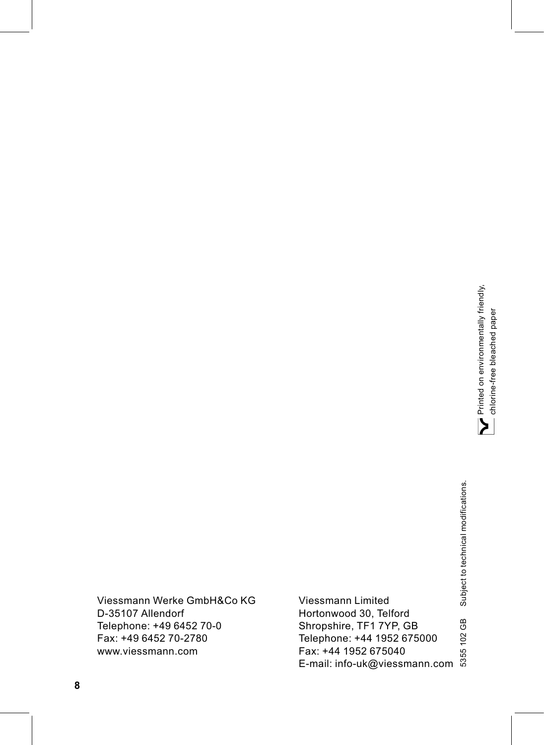Viessmann Werke GmbH&Co KG
D-35107 Allendorf
Telephone: +49 6452 70-0
Fax: +49 6452 70-2780
www.viessmann.com

Viessmann Limited
Hortonwood 30, Telford
Shropshire, TF1 7YP, GB
Telephone: +44 1952 675000
Fax: +44 1952 675040
E-mail: info-uk@viessmann.com

5355 102 GB Subject to technical modifications.

Printed on environmentally friendly, chlorine-free bleached paper